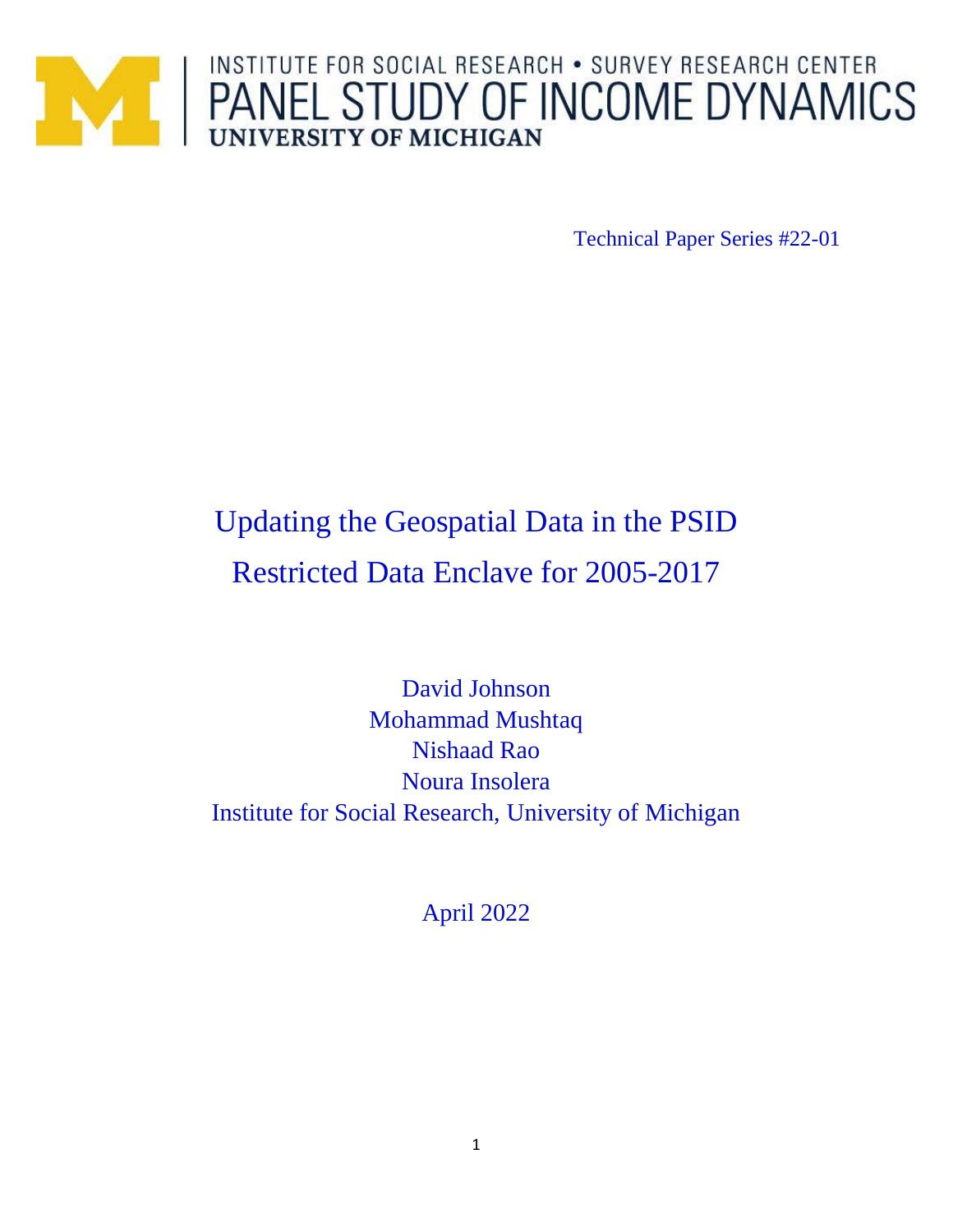INSTITUTE FOR SOCIAL RESEARCH • SURVEY RESEARCH CENTER

PANEL STUDY OF INCOME DYNAMICS

UNIVERSITY OF MICHIGAN

Technical Paper Series #22-01

# Updating the Geospatial Data in the PSID Restricted Data Enclave for 2005-2017

David Johnson
Mohammad Mushtaq
Nishaad Rao
Noura Insolera
Institute for Social Research, University of Michigan

April 2022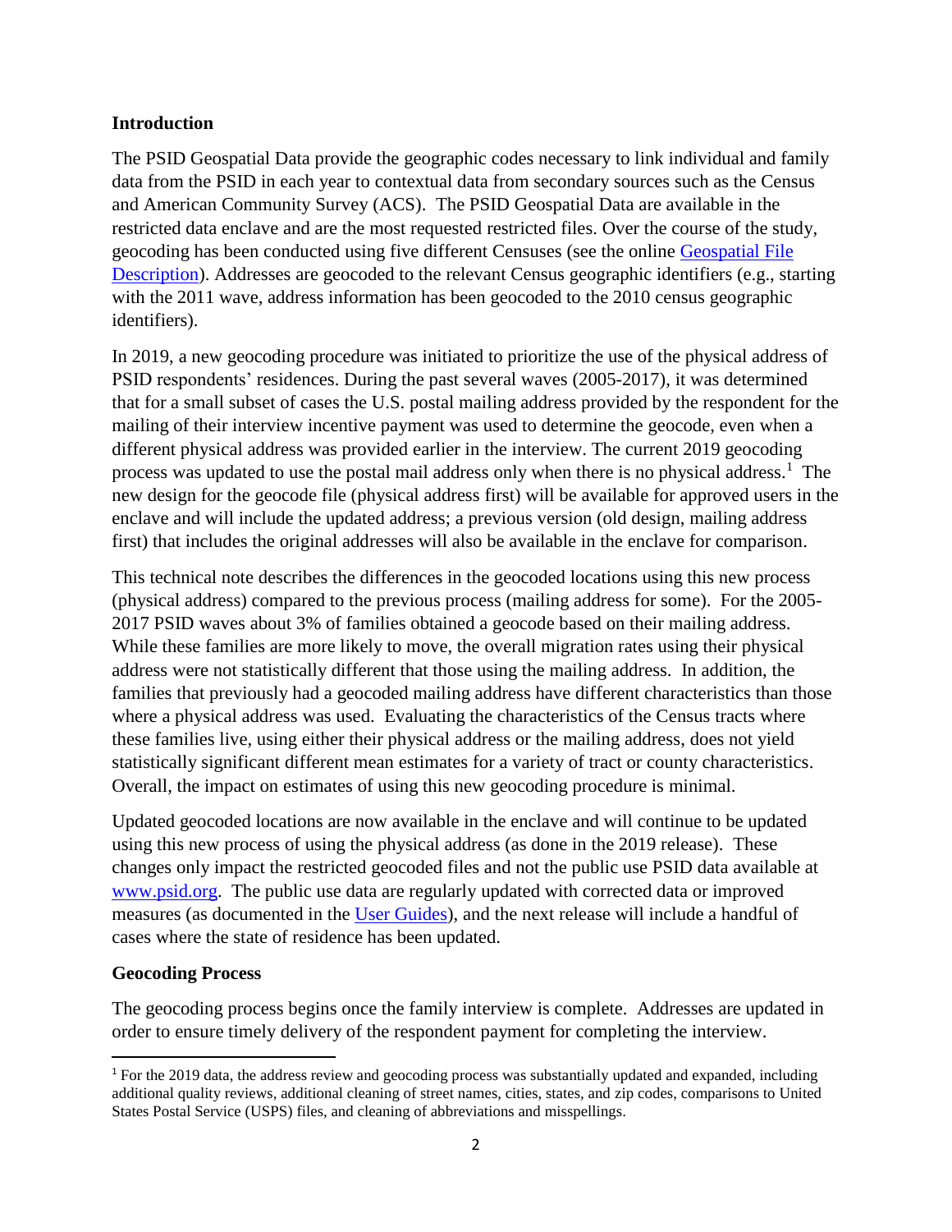## Introduction

The PSID Geospatial Data provide the geographic codes necessary to link individual and family data from the PSID in each year to contextual data from secondary sources such as the Census and American Community Survey (ACS). The PSID Geospatial Data are available in the restricted data enclave and are the most requested restricted files. Over the course of the study, geocoding has been conducted using five different Censuses (see the online Geospatial File Description). Addresses are geocoded to the relevant Census geographic identifiers (e.g., starting with the 2011 wave, address information has been geocoded to the 2010 census geographic identifiers).

In 2019, a new geocoding procedure was initiated to prioritize the use of the physical address of PSID respondents' residences. During the past several waves (2005-2017), it was determined that for a small subset of cases the U.S. postal mailing address provided by the respondent for the mailing of their interview incentive payment was used to determine the geocode, even when a different physical address was provided earlier in the interview. The current 2019 geocoding process was updated to use the postal mail address only when there is no physical address.[1] The new design for the geocode file (physical address first) will be available for approved users in the enclave and will include the updated address; a previous version (old design, mailing address first) that includes the original addresses will also be available in the enclave for comparison.

This technical note describes the differences in the geocoded locations using this new process (physical address) compared to the previous process (mailing address for some). For the 2005-2017 PSID waves about 3% of families obtained a geocode based on their mailing address. While these families are more likely to move, the overall migration rates using their physical address were not statistically different that those using the mailing address. In addition, the families that previously had a geocoded mailing address have different characteristics than those where a physical address was used. Evaluating the characteristics of the Census tracts where these families live, using either their physical address or the mailing address, does not yield statistically significant different mean estimates for a variety of tract or county characteristics. Overall, the impact on estimates of using this new geocoding procedure is minimal.

Updated geocoded locations are now available in the enclave and will continue to be updated using this new process of using the physical address (as done in the 2019 release). These changes only impact the restricted geocoded files and not the public use PSID data available at www.psid.org. The public use data are regularly updated with corrected data or improved measures (as documented in the User Guides), and the next release will include a handful of cases where the state of residence has been updated.

## Geocoding Process

The geocoding process begins once the family interview is complete. Addresses are updated in order to ensure timely delivery of the respondent payment for completing the interview.

[1] For the 2019 data, the address review and geocoding process was substantially updated and expanded, including additional quality reviews, additional cleaning of street names, cities, states, and zip codes, comparisons to United States Postal Service (USPS) files, and cleaning of abbreviations and misspellings.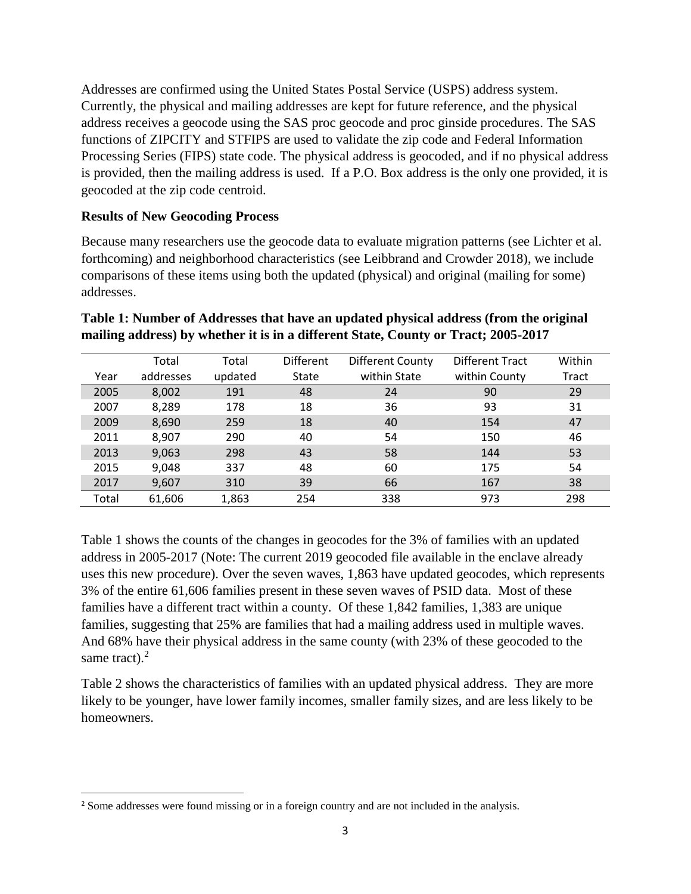Addresses are confirmed using the United States Postal Service (USPS) address system. Currently, the physical and mailing addresses are kept for future reference, and the physical address receives a geocode using the SAS proc geocode and proc ginside procedures. The SAS functions of ZIPCITY and STFIPS are used to validate the zip code and Federal Information Processing Series (FIPS) state code. The physical address is geocoded, and if no physical address is provided, then the mailing address is used. If a P.O. Box address is the only one provided, it is geocoded at the zip code centroid.

**Results of New Geocoding Process**

Because many researchers use the geocode data to evaluate migration patterns (see Lichter et al. forthcoming) and neighborhood characteristics (see Leibbrand and Crowder 2018), we include comparisons of these items using both the updated (physical) and original (mailing for some) addresses.

**Table 1: Number of Addresses that have an updated physical address (from the original mailing address) by whether it is in a different State, County or Tract; 2005-2017**

| Year | Total addresses | Total updated | Different State | Different County within State | Different Tract within County | Within Tract |
|---|---|---|---|---|---|---|
| 2005 | 8,002 | 191 | 48 | 24 | 90 | 29 |
| 2007 | 8,289 | 178 | 18 | 36 | 93 | 31 |
| 2009 | 8,690 | 259 | 18 | 40 | 154 | 47 |
| 2011 | 8,907 | 290 | 40 | 54 | 150 | 46 |
| 2013 | 9,063 | 298 | 43 | 58 | 144 | 53 |
| 2015 | 9,048 | 337 | 48 | 60 | 175 | 54 |
| 2017 | 9,607 | 310 | 39 | 66 | 167 | 38 |
| Total | 61,606 | 1,863 | 254 | 338 | 973 | 298 |

Table 1 shows the counts of the changes in geocodes for the 3% of families with an updated address in 2005-2017 (Note: The current 2019 geocoded file available in the enclave already uses this new procedure). Over the seven waves, 1,863 have updated geocodes, which represents 3% of the entire 61,606 families present in these seven waves of PSID data. Most of these families have a different tract within a county. Of these 1,842 families, 1,383 are unique families, suggesting that 25% are families that had a mailing address used in multiple waves. And 68% have their physical address in the same county (with 23% of these geocoded to the same tract).[2]

Table 2 shows the characteristics of families with an updated physical address. They are more likely to be younger, have lower family incomes, smaller family sizes, and are less likely to be homeowners.

[2] Some addresses were found missing or in a foreign country and are not included in the analysis.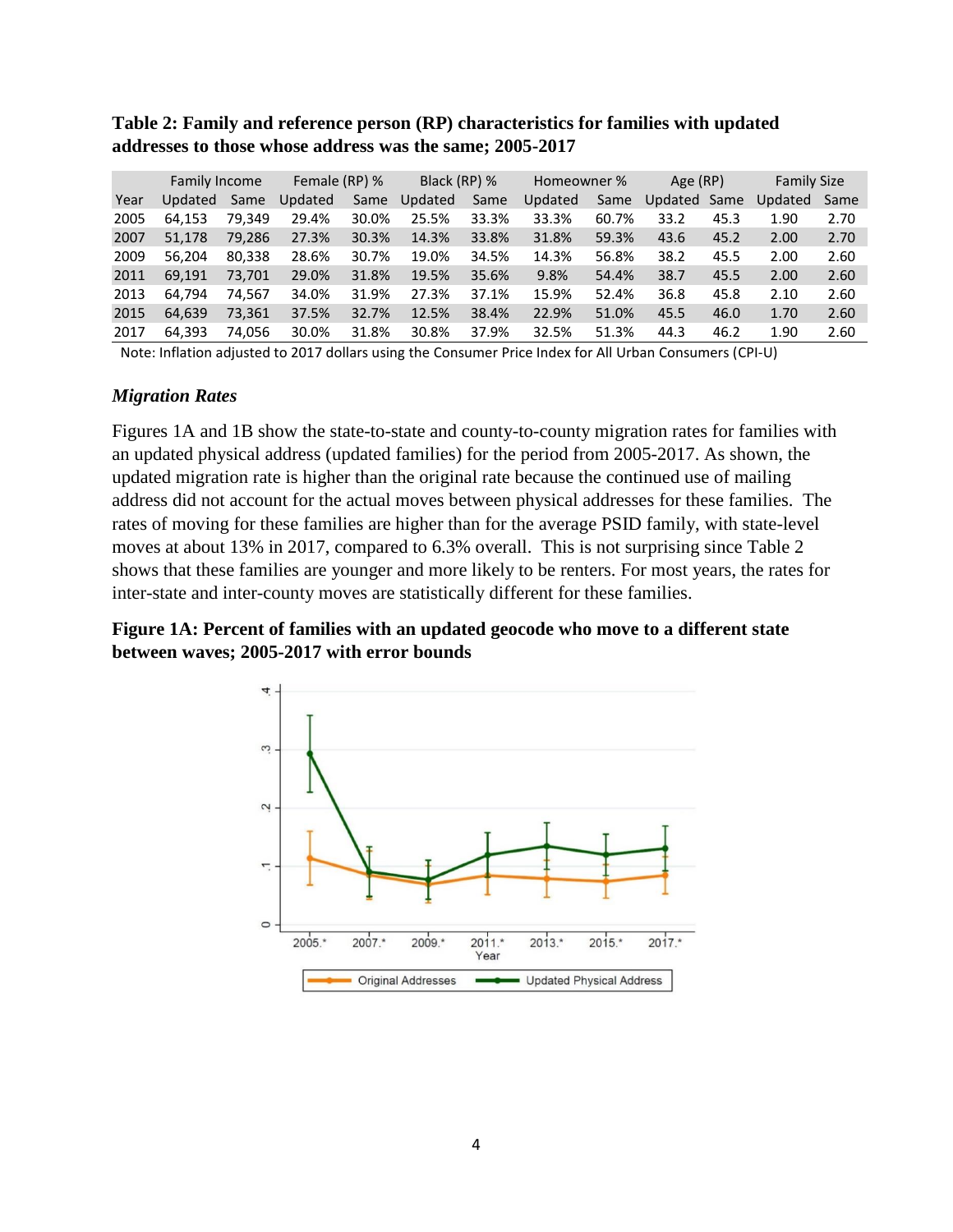**Table 2: Family and reference person (RP) characteristics for families with updated addresses to those whose address was the same; 2005-2017**

| | Family Income | | Female (RP) % | | Black (RP) % | | Homeowner % | | Age (RP) | | Family Size | |
|---|---|---|---|---|---|---|---|---|---|---|---|---|
| Year | Updated | Same | Updated | Same | Updated | Same | Updated | Same | Updated | Same | Updated | Same |
| 2005 | 64,153 | 79,349 | 29.4% | 30.0% | 25.5% | 33.3% | 33.3% | 60.7% | 33.2 | 45.3 | 1.90 | 2.70 |
| 2007 | 51,178 | 79,286 | 27.3% | 30.3% | 14.3% | 33.8% | 31.8% | 59.3% | 43.6 | 45.2 | 2.00 | 2.70 |
| 2009 | 56,204 | 80,338 | 28.6% | 30.7% | 19.0% | 34.5% | 14.3% | 56.8% | 38.2 | 45.5 | 2.00 | 2.60 |
| 2011 | 69,191 | 73,701 | 29.0% | 31.8% | 19.5% | 35.6% | 9.8% | 54.4% | 38.7 | 45.5 | 2.00 | 2.60 |
| 2013 | 64,794 | 74,567 | 34.0% | 31.9% | 27.3% | 37.1% | 15.9% | 52.4% | 36.8 | 45.8 | 2.10 | 2.60 |
| 2015 | 64,639 | 73,361 | 37.5% | 32.7% | 12.5% | 38.4% | 22.9% | 51.0% | 45.5 | 46.0 | 1.70 | 2.60 |
| 2017 | 64,393 | 74,056 | 30.0% | 31.8% | 30.8% | 37.9% | 32.5% | 51.3% | 44.3 | 46.2 | 1.90 | 2.60 |

Note: Inflation adjusted to 2017 dollars using the Consumer Price Index for All Urban Consumers (CPI-U)

### *Migration Rates*

Figures 1A and 1B show the state-to-state and county-to-county migration rates for families with an updated physical address (updated families) for the period from 2005-2017. As shown, the updated migration rate is higher than the original rate because the continued use of mailing address did not account for the actual moves between physical addresses for these families. The rates of moving for these families are higher than for the average PSID family, with state-level moves at about 13% in 2017, compared to 6.3% overall. This is not surprising since Table 2 shows that these families are younger and more likely to be renters. For most years, the rates for inter-state and inter-county moves are statistically different for these families.

**Figure 1A: Percent of families with an updated geocode who move to a different state between waves; 2005-2017 with error bounds**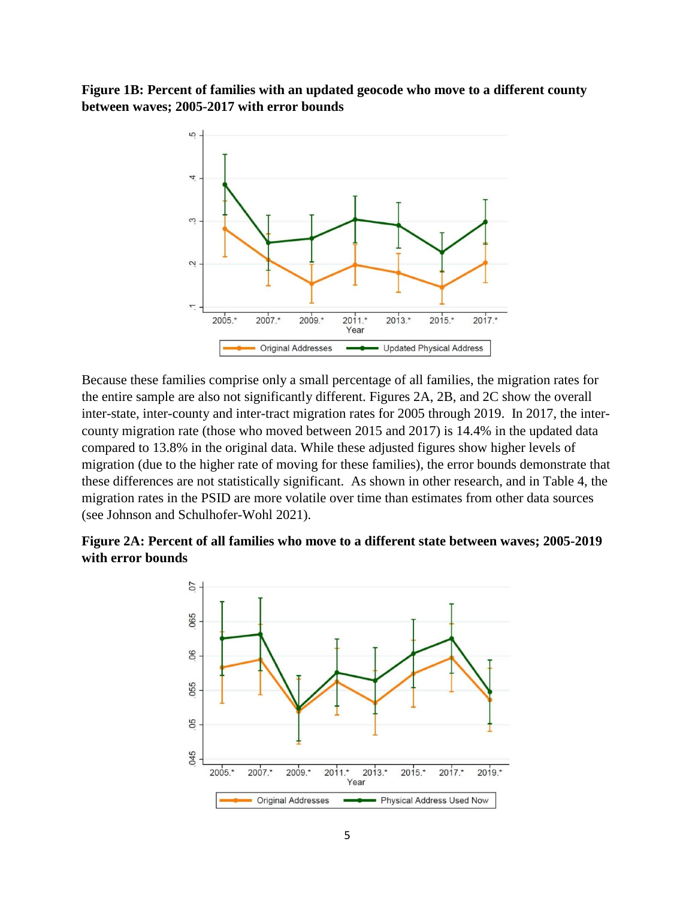**Figure 1B: Percent of families with an updated geocode who move to a different county between waves; 2005-2017 with error bounds**

Because these families comprise only a small percentage of all families, the migration rates for the entire sample are also not significantly different. Figures 2A, 2B, and 2C show the overall inter-state, inter-county and inter-tract migration rates for 2005 through 2019. In 2017, the inter-county migration rate (those who moved between 2015 and 2017) is 14.4% in the updated data compared to 13.8% in the original data. While these adjusted figures show higher levels of migration (due to the higher rate of moving for these families), the error bounds demonstrate that these differences are not statistically significant. As shown in other research, and in Table 4, the migration rates in the PSID are more volatile over time than estimates from other data sources (see Johnson and Schulhofer-Wohl 2021).

**Figure 2A: Percent of all families who move to a different state between waves; 2005-2019 with error bounds**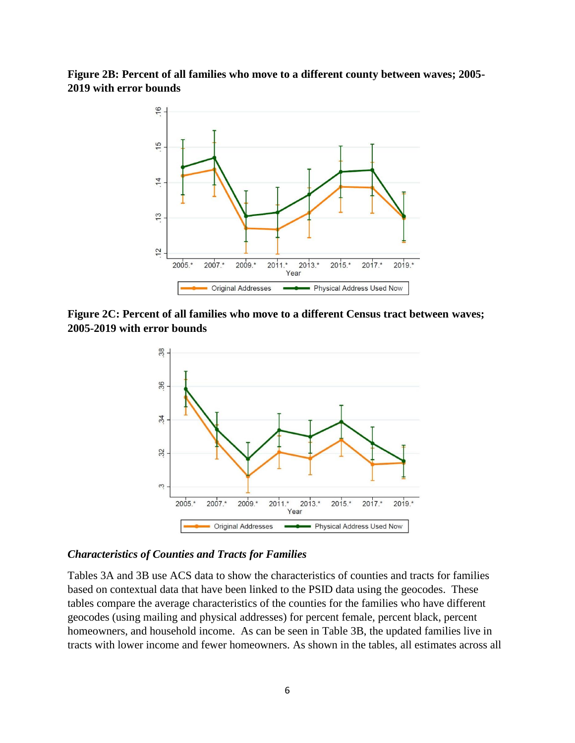**Figure 2B: Percent of all families who move to a different county between waves; 2005-2019 with error bounds**

**Figure 2C: Percent of all families who move to a different Census tract between waves; 2005-2019 with error bounds**

### *Characteristics of Counties and Tracts for Families*

Tables 3A and 3B use ACS data to show the characteristics of counties and tracts for families based on contextual data that have been linked to the PSID data using the geocodes. These tables compare the average characteristics of the counties for the families who have different geocodes (using mailing and physical addresses) for percent female, percent black, percent homeowners, and household income. As can be seen in Table 3B, the updated families live in tracts with lower income and fewer homeowners. As shown in the tables, all estimates across all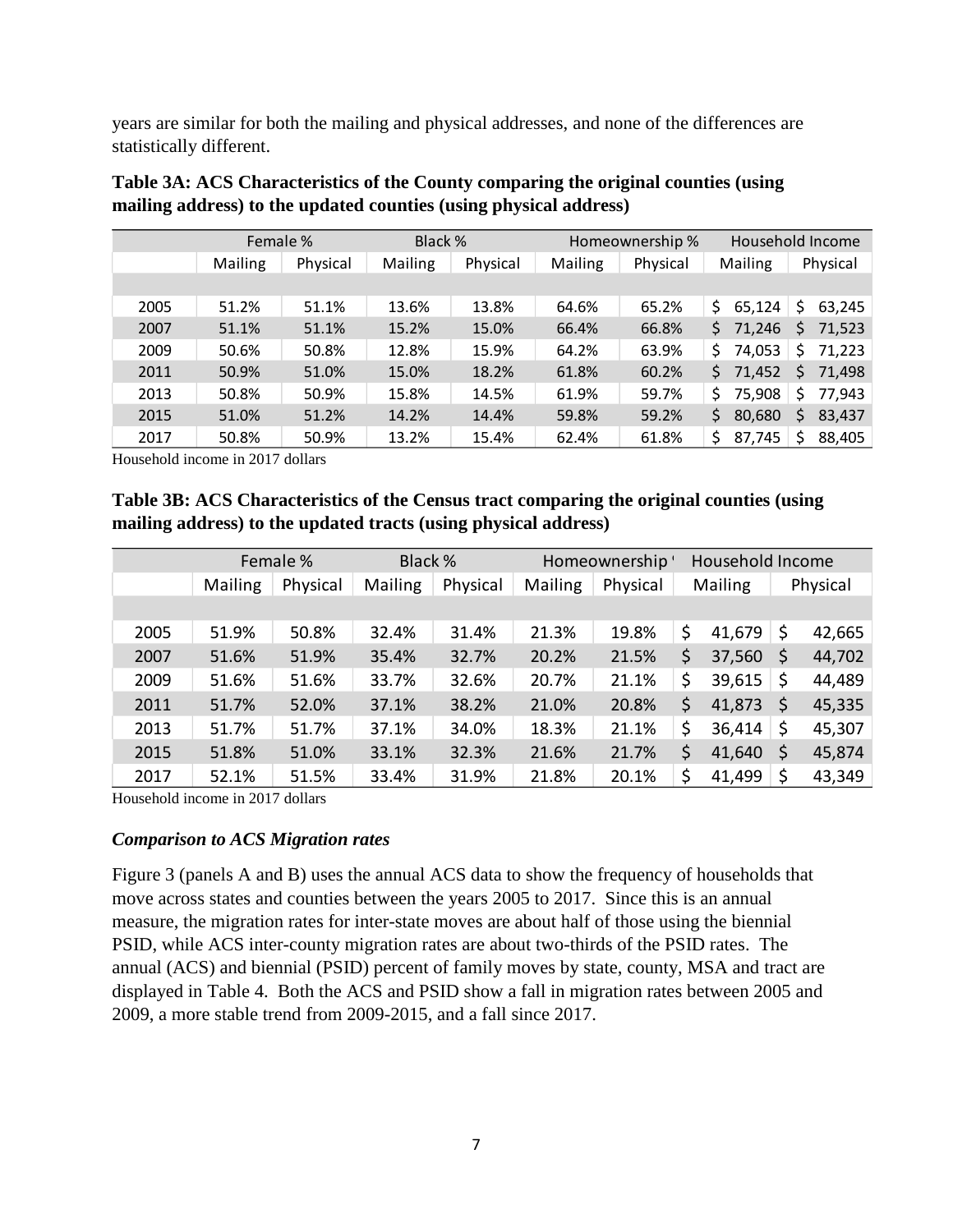years are similar for both the mailing and physical addresses, and none of the differences are statistically different.

**Table 3A: ACS Characteristics of the County comparing the original counties (using mailing address) to the updated counties (using physical address)**

| | Female % | | Black % | | Homeownership % | | Household Income | |
|---|---|---|---|---|---|---|---|---|
| | Mailing | Physical | Mailing | Physical | Mailing | Physical | Mailing | Physical |
| 2005 | 51.2% | 51.1% | 13.6% | 13.8% | 64.6% | 65.2% | $ 65,124 | $ 63,245 |
| 2007 | 51.1% | 51.1% | 15.2% | 15.0% | 66.4% | 66.8% | $ 71,246 | $ 71,523 |
| 2009 | 50.6% | 50.8% | 12.8% | 15.9% | 64.2% | 63.9% | $ 74,053 | $ 71,223 |
| 2011 | 50.9% | 51.0% | 15.0% | 18.2% | 61.8% | 60.2% | $ 71,452 | $ 71,498 |
| 2013 | 50.8% | 50.9% | 15.8% | 14.5% | 61.9% | 59.7% | $ 75,908 | $ 77,943 |
| 2015 | 51.0% | 51.2% | 14.2% | 14.4% | 59.8% | 59.2% | $ 80,680 | $ 83,437 |
| 2017 | 50.8% | 50.9% | 13.2% | 15.4% | 62.4% | 61.8% | $ 87,745 | $ 88,405 |

Household income in 2017 dollars

**Table 3B: ACS Characteristics of the Census tract comparing the original counties (using mailing address) to the updated tracts (using physical address)**

| | Female % | | Black % | | Homeownership % | | Household Income | |
|---|---|---|---|---|---|---|---|---|
| | Mailing | Physical | Mailing | Physical | Mailing | Physical | Mailing | Physical |
| 2005 | 51.9% | 50.8% | 32.4% | 31.4% | 21.3% | 19.8% | $ 41,679 | $ 42,665 |
| 2007 | 51.6% | 51.9% | 35.4% | 32.7% | 20.2% | 21.5% | $ 37,560 | $ 44,702 |
| 2009 | 51.6% | 51.6% | 33.7% | 32.6% | 20.7% | 21.1% | $ 39,615 | $ 44,489 |
| 2011 | 51.7% | 52.0% | 37.1% | 38.2% | 21.0% | 20.8% | $ 41,873 | $ 45,335 |
| 2013 | 51.7% | 51.7% | 37.1% | 34.0% | 18.3% | 21.1% | $ 36,414 | $ 45,307 |
| 2015 | 51.8% | 51.0% | 33.1% | 32.3% | 21.6% | 21.7% | $ 41,640 | $ 45,874 |
| 2017 | 52.1% | 51.5% | 33.4% | 31.9% | 21.8% | 20.1% | $ 41,499 | $ 43,349 |

Household income in 2017 dollars

### *Comparison to ACS Migration rates*

Figure 3 (panels A and B) uses the annual ACS data to show the frequency of households that move across states and counties between the years 2005 to 2017. Since this is an annual measure, the migration rates for inter-state moves are about half of those using the biennial PSID, while ACS inter-county migration rates are about two-thirds of the PSID rates. The annual (ACS) and biennial (PSID) percent of family moves by state, county, MSA and tract are displayed in Table 4. Both the ACS and PSID show a fall in migration rates between 2005 and 2009, a more stable trend from 2009-2015, and a fall since 2017.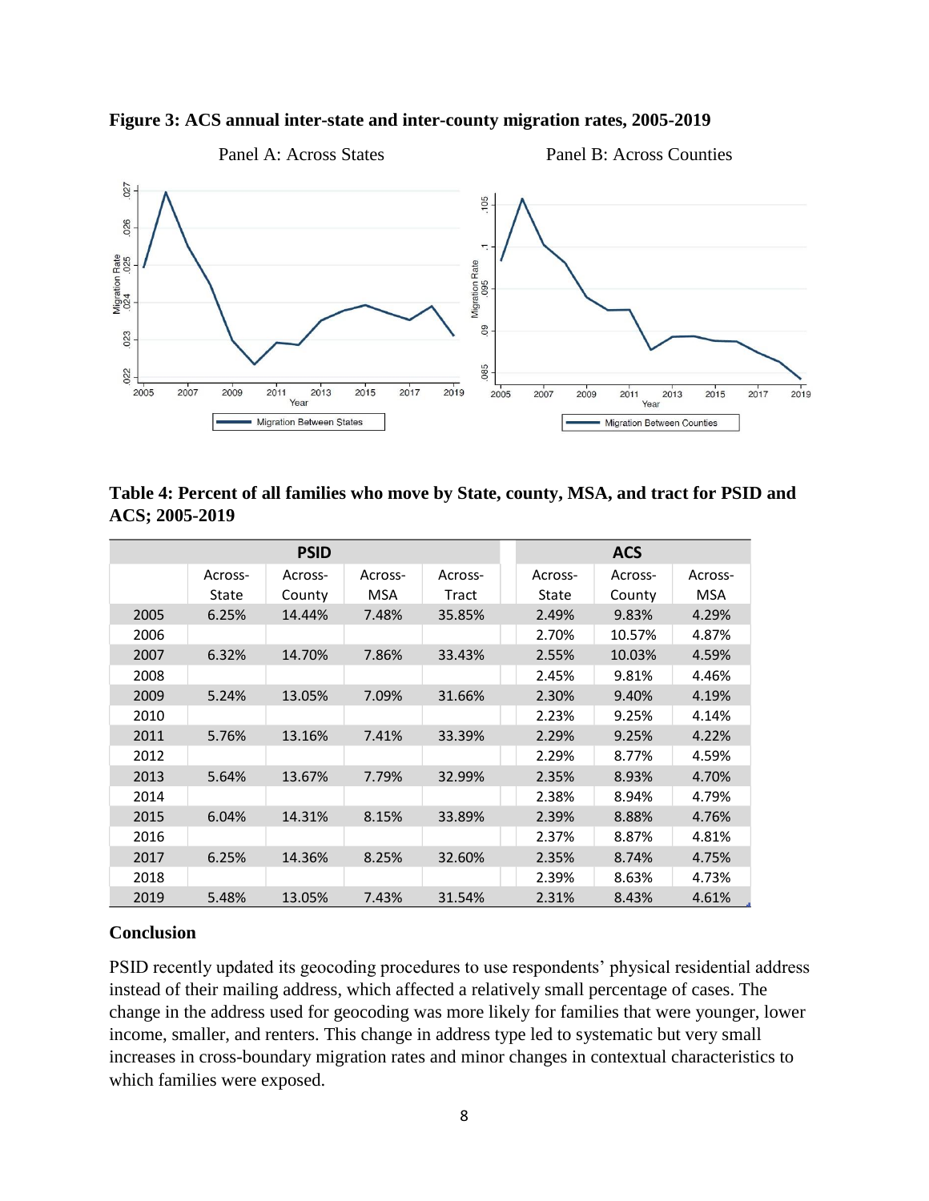**Figure 3: ACS annual inter-state and inter-county migration rates, 2005-2019**

Panel A: Across States

Panel B: Across Counties

**Table 4: Percent of all families who move by State, county, MSA, and tract for PSID and ACS; 2005-2019**

| | PSID | | | | ACS | | |
|---|---|---|---|---|---|---|---|
| | Across-State | Across-County | Across-MSA | Across-Tract | Across-State | Across-County | Across-MSA |
| 2005 | 6.25% | 14.44% | 7.48% | 35.85% | 2.49% | 9.83% | 4.29% |
| 2006 | | | | | 2.70% | 10.57% | 4.87% |
| 2007 | 6.32% | 14.70% | 7.86% | 33.43% | 2.55% | 10.03% | 4.59% |
| 2008 | | | | | 2.45% | 9.81% | 4.46% |
| 2009 | 5.24% | 13.05% | 7.09% | 31.66% | 2.30% | 9.40% | 4.19% |
| 2010 | | | | | 2.23% | 9.25% | 4.14% |
| 2011 | 5.76% | 13.16% | 7.41% | 33.39% | 2.29% | 9.25% | 4.22% |
| 2012 | | | | | 2.29% | 8.77% | 4.59% |
| 2013 | 5.64% | 13.67% | 7.79% | 32.99% | 2.35% | 8.93% | 4.70% |
| 2014 | | | | | 2.38% | 8.94% | 4.79% |
| 2015 | 6.04% | 14.31% | 8.15% | 33.89% | 2.39% | 8.88% | 4.76% |
| 2016 | | | | | 2.37% | 8.87% | 4.81% |
| 2017 | 6.25% | 14.36% | 8.25% | 32.60% | 2.35% | 8.74% | 4.75% |
| 2018 | | | | | 2.39% | 8.63% | 4.73% |
| 2019 | 5.48% | 13.05% | 7.43% | 31.54% | 2.31% | 8.43% | 4.61% |

## Conclusion

PSID recently updated its geocoding procedures to use respondents' physical residential address instead of their mailing address, which affected a relatively small percentage of cases. The change in the address used for geocoding was more likely for families that were younger, lower income, smaller, and renters. This change in address type led to systematic but very small increases in cross-boundary migration rates and minor changes in contextual characteristics to which families were exposed.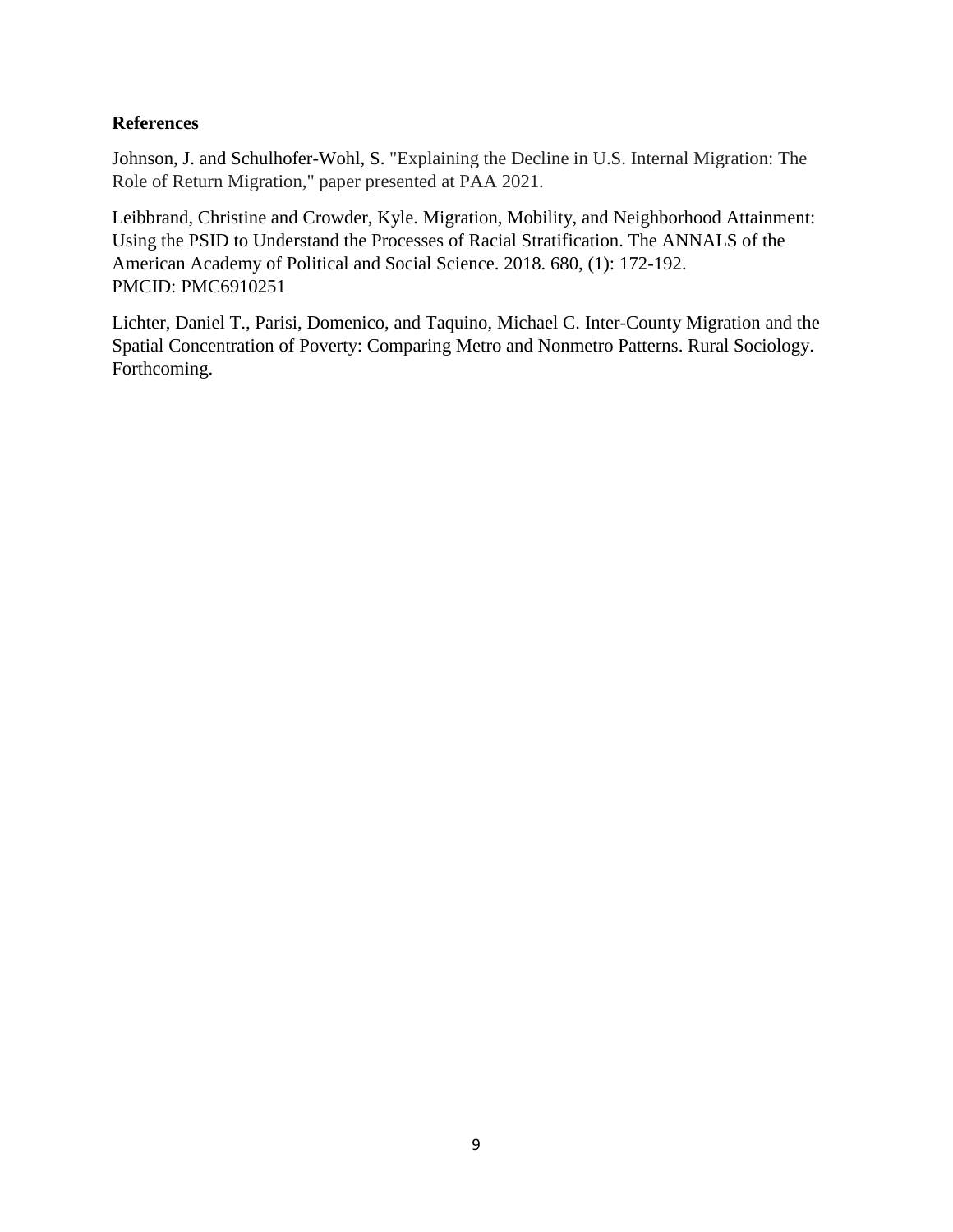**References**

Johnson, J. and Schulhofer-Wohl, S. "Explaining the Decline in U.S. Internal Migration: The Role of Return Migration," paper presented at PAA 2021.

Leibbrand, Christine and Crowder, Kyle. Migration, Mobility, and Neighborhood Attainment: Using the PSID to Understand the Processes of Racial Stratification. The ANNALS of the American Academy of Political and Social Science. 2018. 680, (1): 172-192. PMCID: PMC6910251

Lichter, Daniel T., Parisi, Domenico, and Taquino, Michael C. Inter-County Migration and the Spatial Concentration of Poverty: Comparing Metro and Nonmetro Patterns. Rural Sociology. Forthcoming.